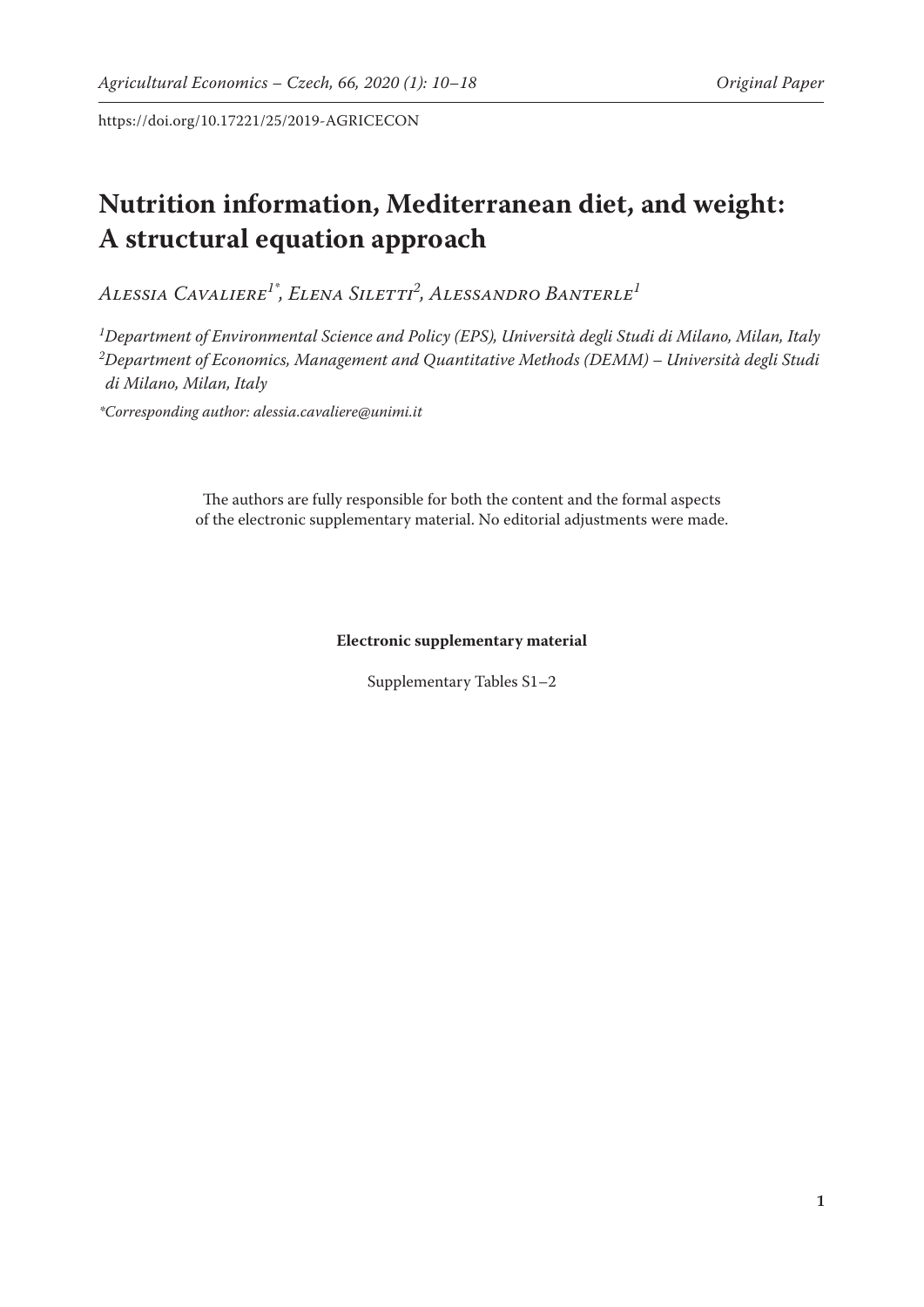https://doi.org/10.17221/25/2019-AGRICECON

# Nutrition information, Mediterranean diet, and weight: A structural equation approach

*Alessia Cavaliere[1*], Elena Siletti[2], Alessandro Banterle[1]*

*[1]Department of Environmental Science and Policy (EPS), Università degli Studi di Milano, Milan, Italy*
*[2]Department of Economics, Management and Quantitative Methods (DEMM) – Università degli Studi di Milano, Milan, Italy*

*\*Corresponding author: alessia.cavaliere@unimi.it*

The authors are fully responsible for both the content and the formal aspects of the electronic supplementary material. No editorial adjustments were made.

**Electronic supplementary material**

Supplementary Tables S1–2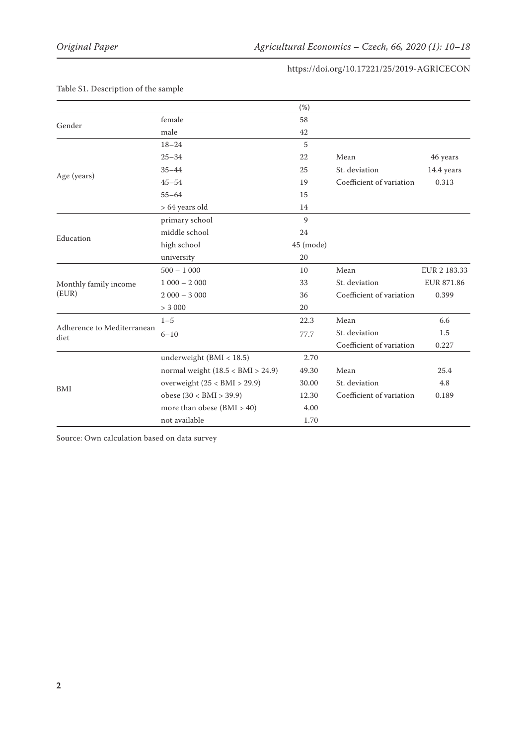Table S1. Description of the sample

| | | (%) | | |
|---|---|---|---|---|
| Gender | female | 58 | | |
| | male | 42 | | |
| Age (years) | 18–24 | 5 | | |
| | 25–34 | 22 | Mean | 46 years |
| | 35–44 | 25 | St. deviation | 14.4 years |
| | 45–54 | 19 | Coefficient of variation | 0.313 |
| | 55–64 | 15 | | |
| | > 64 years old | 14 | | |
| Education | primary school | 9 | | |
| | middle school | 24 | | |
| | high school | 45 (mode) | | |
| | university | 20 | | |
| Monthly family income (EUR) | 500 – 1 000 | 10 | Mean | EUR 2 183.33 |
| | 1 000 – 2 000 | 33 | St. deviation | EUR 871.86 |
| | 2 000 – 3 000 | 36 | Coefficient of variation | 0.399 |
| | > 3 000 | 20 | | |
| Adherence to Mediterranean diet | 1–5 | 22.3 | Mean | 6.6 |
| | 6–10 | 77.7 | St. deviation | 1.5 |
| | | | Coefficient of variation | 0.227 |
| BMI | underweight (BMI < 18.5) | 2.70 | | |
| | normal weight (18.5 < BMI > 24.9) | 49.30 | Mean | 25.4 |
| | overweight (25 < BMI > 29.9) | 30.00 | St. deviation | 4.8 |
| | obese (30 < BMI > 39.9) | 12.30 | Coefficient of variation | 0.189 |
| | more than obese (BMI > 40) | 4.00 | | |
| | not available | 1.70 | | |

Source: Own calculation based on data survey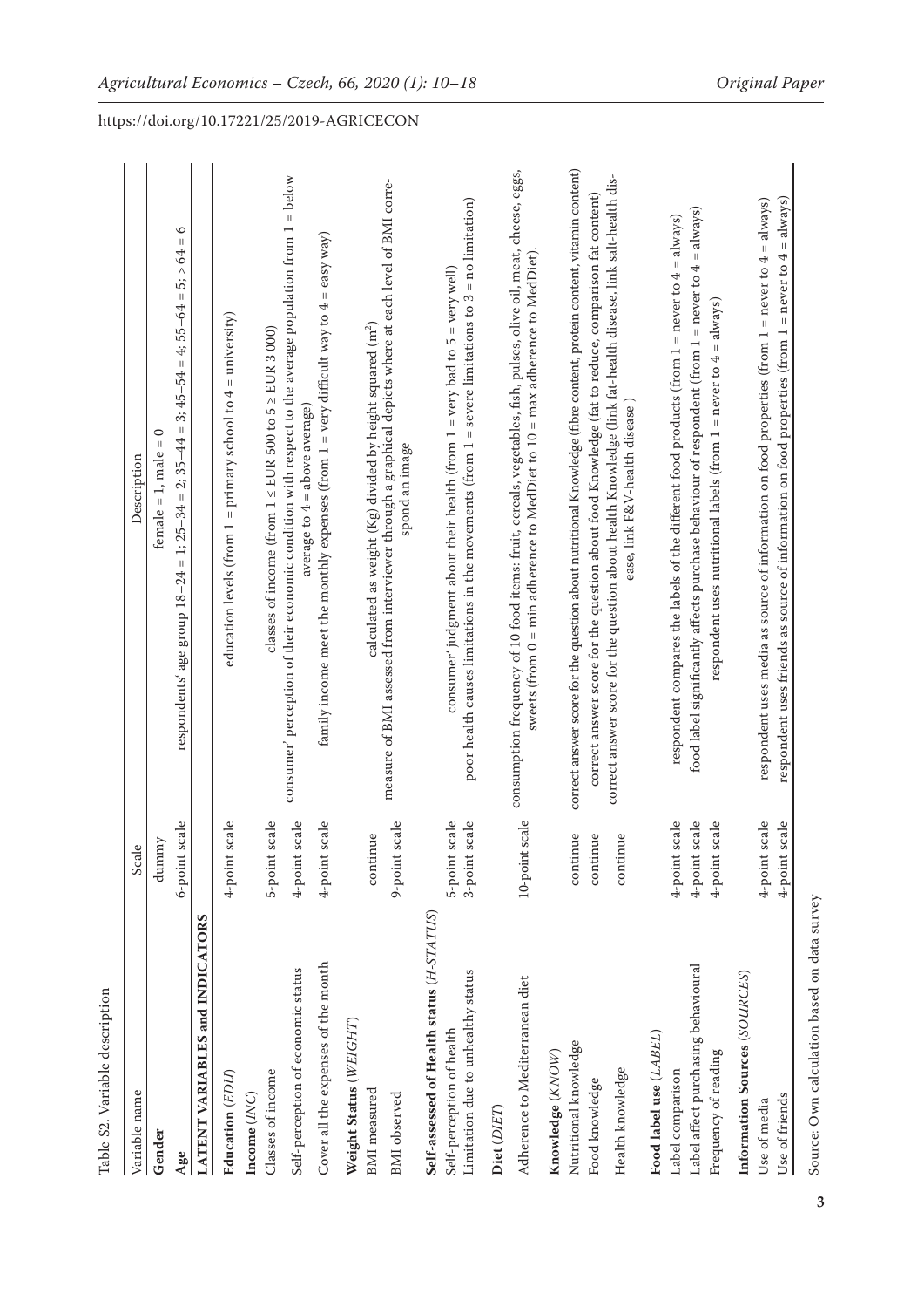Table S2. Variable description

| Variable name | Scale | Description |
| --- | --- | --- |
| **Gender** | dummy | female = 1, male = 0 |
| **Age** | 6-point scale | respondents' age group 18–24 = 1; 25–34 = 2; 35–44 = 3; 45–54 = 4; 55–64 = 5; > 64 = 6 |
| **LATENT VARIABLES and INDICATORS** | | |
| **Education** (*EDU*) | 4-point scale | education levels (from 1 = primary school to 4 = university) |
| **Income** (*INC*) | | |
| Classes of income | 5-point scale | classes of income (from 1 ≤ EUR 500 to 5 ≥ EUR 3 000) |
| Self-perception of economic status | 4-point scale | consumer' perception of their economic condition with respect to the average population from 1 = below average to 4 = above average) |
| Cover all the expenses of the month | 4-point scale | family income meet the monthly expenses (from 1 = very difficult way to 4 = easy way) |
| **Weight Status** (*WEIGHT*) | | |
| BMI measured | continue | calculated as weight (Kg) divided by height squared ($m^2$) |
| BMI observed | 9-point scale | measure of BMI assessed from interviewer through a graphical depicts where at each level of BMI correspond an image |
| **Self-assessed of Health status** (*H-STATUS*) | | |
| Self-perception of health | 5-point scale | consumer' judgment about their health (from 1 = very bad to 5 = very well) |
| Limitation due to unhealthy status | 3-point scale | poor health causes limitations in the movements (from 1 = severe limitations to 3 = no limitation) |
| **Diet** (*DIET*) | | |
| Adherence to Mediterranean diet | 10-point scale | consumption frequency of 10 food items: fruit, cereals, vegetables, fish, pulses, olive oil, meat, cheese, eggs, sweets (from 0 = min adherence to MedDiet to 10 = max adherence to MedDiet). |
| **Knowledge** (*KNOW*) | | |
| Nutritional knowledge | continue | correct answer score for the question about nutritional Knowledge (fibre content, protein content, vitamin content) |
| Food knowledge | continue | correct answer score for the question about food Knowledge (fat to reduce, comparison fat content) |
| Health knowledge | continue | correct answer score for the question about health Knowledge (link fat-health disease, link salt-health disease, link F&V-health disease ) |
| **Food label use** (*LABEL*) | | |
| Label comparison | 4-point scale | respondent compares the labels of the different food products (from 1 = never to 4 = always) |
| Label affect purchasing behavioural | 4-point scale | food label significantly affects purchase behaviour of respondent (from 1 = never to 4 = always) |
| Frequency of reading | 4-point scale | respondent uses nutritional labels (from 1 = never to 4 = always) |
| **Information Sources** (*SOURCES*) | | |
| Use of media | 4-point scale | respondent uses media as source of information on food properties (from 1 = never to 4 = always) |
| Use of friends | 4-point scale | respondent uses friends as source of information on food properties (from 1 = never to 4 = always) |

Source: Own calculation based on data survey